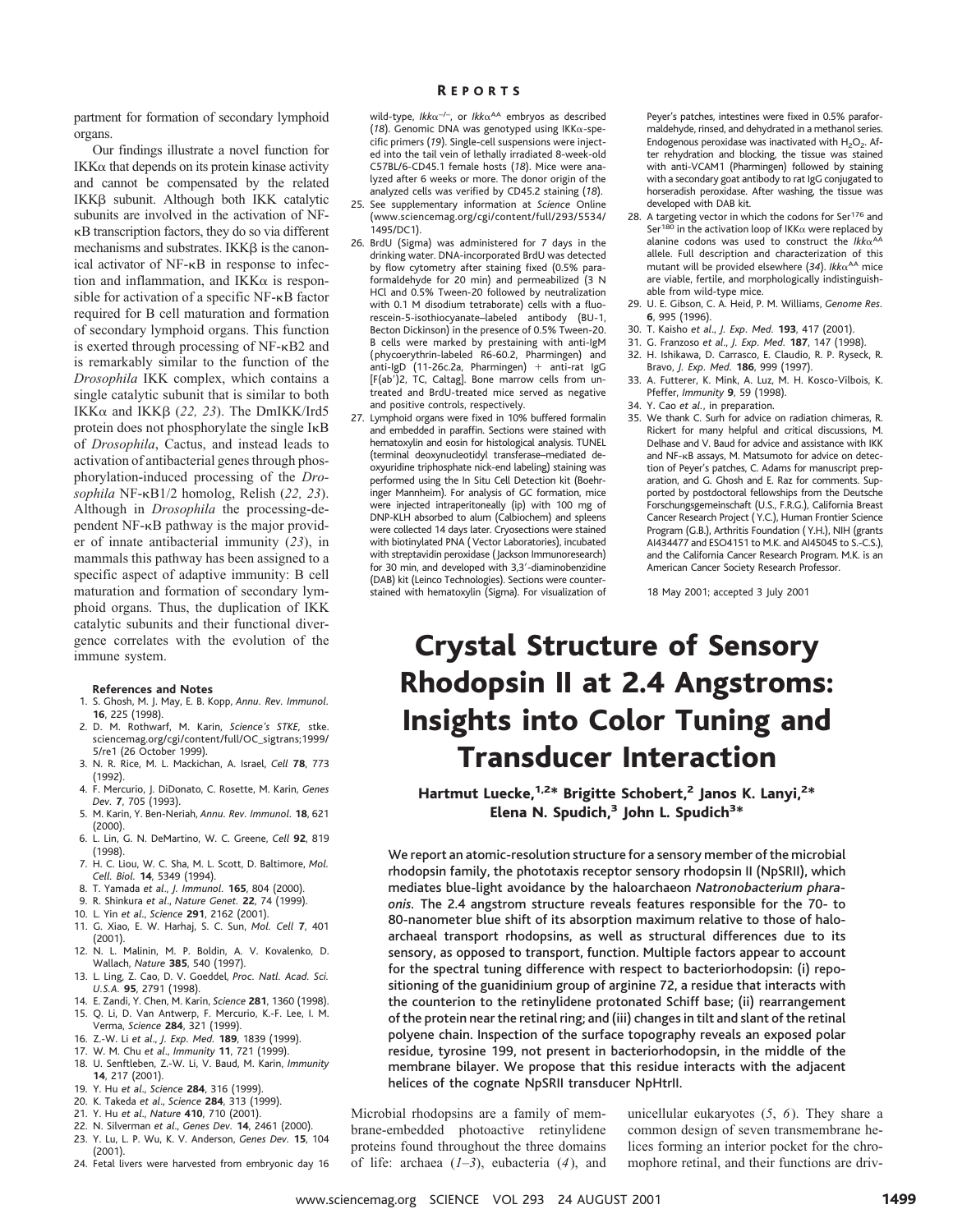partment for formation of secondary lymphoid organs.

Our findings illustrate a novel function for IKKα that depends on its protein kinase activity and cannot be compensated by the related IKKβ subunit. Although both IKK catalytic subunits are involved in the activation of NF-κB transcription factors, they do so via different mechanisms and substrates. IKKβ is the canonical activator of NF-κB in response to infection and inflammation, and IKKα is responsible for activation of a specific NF-κB factor required for B cell maturation and formation of secondary lymphoid organs. This function is exerted through processing of NF-κB2 and is remarkably similar to the function of the *Drosophila* IKK complex, which contains a single catalytic subunit that is similar to both IKKα and IKKβ (*22, 23*). The DmIKK/Ird5 protein does not phosphorylate the single IκB of *Drosophila*, Cactus, and instead leads to activation of antibacterial genes through phosphorylation-induced processing of the *Drosophila* NF-κB1/2 homolog, Relish (*22, 23*). Although in *Drosophila* the processing-dependent NF-κB pathway is the major provider of innate antibacterial immunity (*23*), in mammals this pathway has been assigned to a specific aspect of adaptive immunity: B cell maturation and formation of secondary lymphoid organs. Thus, the duplication of IKK catalytic subunits and their functional divergence correlates with the evolution of the immune system.

### References and Notes

1. S. Ghosh, M. J. May, E. B. Kopp, *Annu. Rev. Immunol.* **16**, 225 (1998).
2. D. M. Rothwarf, M. Karin, *Science's STKE*, stke.sciencemag.org/cgi/content/full/OC_sigtrans;1999/5/re1 (26 October 1999).
3. N. R. Rice, M. L. Mackichan, A. Israel, *Cell* **78**, 773 (1992).
4. F. Mercurio, J. DiDonato, C. Rosette, M. Karin, *Genes Dev.* **7**, 705 (1993).
5. M. Karin, Y. Ben-Neriah, *Annu. Rev. Immunol.* **18**, 621 (2000).
6. L. Lin, G. N. DeMartino, W. C. Greene, *Cell* **92**, 819 (1998).
7. H. C. Liou, W. C. Sha, M. L. Scott, D. Baltimore, *Mol. Cell. Biol.* **14**, 5349 (1994).
8. T. Yamada *et al.*, *J. Immunol.* **165**, 804 (2000).
9. R. Shinkura *et al.*, *Nature Genet.* **22**, 74 (1999).
10. L. Yin *et al.*, *Science* **291**, 2162 (2001).
11. G. Xiao, E. W. Harhaj, S. C. Sun, *Mol. Cell* **7**, 401 (2001).
12. N. L. Malinin, M. P. Boldin, A. V. Kovalenko, D. Wallach, *Nature* **385**, 540 (1997).
13. L. Ling, Z. Cao, D. V. Goeddel, *Proc. Natl. Acad. Sci. U.S.A.* **95**, 2791 (1998).
14. E. Zandi, Y. Chen, M. Karin, *Science* **281**, 1360 (1998).
15. Q. Li, D. Van Antwerp, F. Mercurio, K.-F. Lee, I. M. Verma, *Science* **284**, 321 (1999).
16. Z.-W. Li *et al.*, *J. Exp. Med.* **189**, 1839 (1999).
17. W. M. Chu *et al.*, *Immunity* **11**, 721 (1999).
18. U. Senftleben, Z.-W. Li, V. Baud, M. Karin, *Immunity* **14**, 217 (2001).
19. Y. Hu *et al.*, *Science* **284**, 316 (1999).
20. K. Takeda *et al.*, *Science* **284**, 313 (1999).
21. Y. Hu *et al.*, *Nature* **410**, 710 (2001).
22. N. Silverman *et al.*, *Genes Dev.* **14**, 2461 (2000).
23. Y. Lu, L. P. Wu, K. V. Anderson, *Genes Dev.* **15**, 104 (2001).
24. Fetal livers were harvested from embryonic day 16 wild-type, *Ikkα*$^{-/-}$, or *Ikkα*$^{AA}$ embryos as described (*18*). Genomic DNA was genotyped using IKKα-specific primers (*19*). Single-cell suspensions were injected into the tail vein of lethally irradiated 8-week-old C57BL/6-CD45.1 female hosts (*18*). Mice were analyzed after 6 weeks or more. The donor origin of the analyzed cells was verified by CD45.2 staining (*18*).
25. See supplementary information at *Science* Online (www.sciencemag.org/cgi/content/full/293/5534/1495/DC1).
26. BrdU (Sigma) was administered for 7 days in the drinking water. DNA-incorporated BrdU was detected by flow cytometry after staining fixed (0.5% paraformaldehyde for 20 min) and permeabilized (3 N HCl and 0.5% Tween-20 followed by neutralization with 0.1 M disodium tetraborate) cells with a fluorescein-5-isothiocyanate–labeled antibody (BU-1, Becton Dickinson) in the presence of 0.5% Tween-20. B cells were marked by prestaining with anti-IgM (phycoerythrin-labeled R6-60.2, Pharmingen) and anti-IgD (11-26c.2a, Pharmingen) + anti-rat IgG [F(ab')2, TC, Caltag]. Bone marrow cells from untreated and BrdU-treated mice served as negative and positive controls, respectively.
27. Lymphoid organs were fixed in 10% buffered formalin and embedded in paraffin. Sections were stained with hematoxylin and eosin for histological analysis. TUNEL (terminal deoxynucleotidyl transferase–mediated deoxyuridine triphosphate nick-end labeling) staining was performed using the In Situ Cell Detection kit (Boehringer Mannheim). For analysis of GC formation, mice were injected intraperitoneally (ip) with 100 mg of DNP-KLH absorbed to alum (Calbiochem) and spleens were collected 14 days later. Cryosections were stained with biotinylated PNA (Vector Laboratories), incubated with streptavidin peroxidase (Jackson Immunoresearch) for 30 min, and developed with 3,3'-diaminobenzidine (DAB) kit (Leinco Technologies). Sections were counterstained with hematoxylin (Sigma). For visualization of Peyer's patches, intestines were fixed in 0.5% paraformaldehyde, rinsed, and dehydrated in a methanol series. Endogenous peroxidase was inactivated with $H_2O_2$. After rehydration and blocking, the tissue was stained with anti-VCAM1 (Pharmingen) followed by staining with a secondary goat antibody to rat IgG conjugated to horseradish peroxidase. After washing, the tissue was developed with DAB kit.
28. A targeting vector in which the codons for Ser[176] and Ser[180] in the activation loop of IKKα were replaced by alanine codons was used to construct the *Ikkα*$^{AA}$ allele. Full description and characterization of this mutant will be provided elsewhere (*34*). *Ikkα*$^{AA}$ mice are viable, fertile, and morphologically indistinguishable from wild-type mice.
29. U. E. Gibson, C. A. Heid, P. M. Williams, *Genome Res.* **6**, 995 (1996).
30. T. Kaisho *et al.*, *J. Exp. Med.* **193**, 417 (2001).
31. G. Franzoso *et al.*, *J. Exp. Med.* **187**, 147 (1998).
32. H. Ishikawa, D. Carrasco, E. Claudio, R. P. Ryseck, R. Bravo, *J. Exp. Med.* **186**, 999 (1997).
33. A. Futterer, K. Mink, A. Luz, M. H. Kosco-Vilbois, K. Pfeffer, *Immunity* **9**, 59 (1998).
34. Y. Cao *et al.*, in preparation.
35. We thank C. Surh for advice on radiation chimeras, R. Rickert for many helpful and critical discussions, M. Delhase and V. Baud for advice and assistance with IKK and NF-κB assays, M. Matsumoto for advice on detection of Peyer's patches, C. Adams for manuscript preparation, and G. Ghosh and E. Raz for comments. Supported by postdoctoral fellowships from the Deutsche Forschungsgemeinschaft (U.S., F.R.G.), California Breast Cancer Research Project (Y.C.), Human Frontier Science Program (G.B.), Arthritis Foundation (Y.H.), NIH (grants AI434477 and ESO4151 to M.K. and AI45045 to S.-C.S.), and the California Cancer Research Program. M.K. is an American Cancer Society Research Professor.

18 May 2001; accepted 3 July 2001

# Crystal Structure of Sensory Rhodopsin II at 2.4 Angstroms: Insights into Color Tuning and Transducer Interaction

**Hartmut Luecke,[1,2]* Brigitte Schobert,[2] Janos K. Lanyi,[2]* Elena N. Spudich,[3] John L. Spudich[3]***

We report an atomic-resolution structure for a sensory member of the microbial rhodopsin family, the phototaxis receptor sensory rhodopsin II (NpSRII), which mediates blue-light avoidance by the haloarchaeon *Natronobacterium pharaonis*. The 2.4 angstrom structure reveals features responsible for the 70- to 80-nanometer blue shift of its absorption maximum relative to those of haloarchaeal transport rhodopsins, as well as structural differences due to its sensory, as opposed to transport, function. Multiple factors appear to account for the spectral tuning difference with respect to bacteriorhodopsin: (i) repositioning of the guanidinium group of arginine 72, a residue that interacts with the counterion to the retinylidene protonated Schiff base; (ii) rearrangement of the protein near the retinal ring; and (iii) changes in tilt and slant of the retinal polyene chain. Inspection of the surface topography reveals an exposed polar residue, tyrosine 199, not present in bacteriorhodopsin, in the middle of the membrane bilayer. We propose that this residue interacts with the adjacent helices of the cognate NpSRII transducer NpHtrII.

Microbial rhodopsins are a family of membrane-embedded photoactive retinylidene proteins found throughout the three domains of life: archaea (*1–3*), eubacteria (*4*), and unicellular eukaryotes (*5, 6*). They share a common design of seven transmembrane helices forming an interior pocket for the chromophore retinal, and their functions are driv-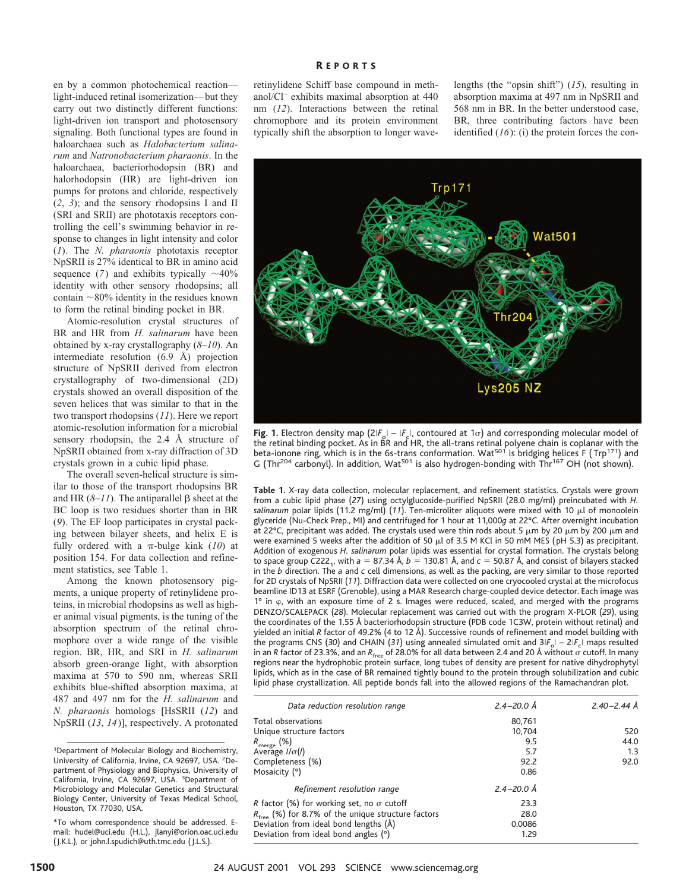en by a common photochemical reaction—light-induced retinal isomerization—but they carry out two distinctly different functions: light-driven ion transport and photosensory signaling. Both functional types are found in haloarchaea such as *Halobacterium salinarum* and *Natronobacterium pharaonis*. In the haloarchaea, bacteriorhodopsin (BR) and halorhodopsin (HR) are light-driven ion pumps for protons and chloride, respectively (*2*, *3*); and the sensory rhodopsins I and II (SRI and SRII) are phototaxis receptors controlling the cell's swimming behavior in response to changes in light intensity and color (*1*). The *N. pharaonis* phototaxis receptor NpSRII is 27% identical to BR in amino acid sequence (*7*) and exhibits typically ~40% identity with other sensory rhodopsins; all contain ~80% identity in the residues known to form the retinal binding pocket in BR.

Atomic-resolution crystal structures of BR and HR from *H. salinarum* have been obtained by x-ray crystallography (*8*–*10*). An intermediate resolution (6.9 Å) projection structure of NpSRII derived from electron crystallography of two-dimensional (2D) crystals showed an overall disposition of the seven helices that was similar to that in the two transport rhodopsins (*11*). Here we report atomic-resolution information for a microbial sensory rhodopsin, the 2.4 Å structure of NpSRII obtained from x-ray diffraction of 3D crystals grown in a cubic lipid phase.

The overall seven-helical structure is similar to those of the transport rhodopsins BR and HR (*8*–*11*). The antiparallel β sheet at the BC loop is two residues shorter than in BR (*9*). The EF loop participates in crystal packing between bilayer sheets, and helix E is fully ordered with a π-bulge kink (*10*) at position 154. For data collection and refinement statistics, see Table 1.

Among the known photosensory pigments, a unique property of retinylidene proteins, in microbial rhodopsins as well as higher animal visual pigments, is the tuning of the absorption spectrum of the retinal chromophore over a wide range of the visible region. BR, HR, and SRI in *H. salinarum* absorb green-orange light, with absorption maxima at 570 to 590 nm, whereas SRII exhibits blue-shifted absorption maxima, at 487 and 497 nm for the *H. salinarum* and *N. pharaonis* homologs [HsSRII (*12*) and NpSRII (*13*, *14*)], respectively. A protonated retinylidene Schiff base compound in methanol/$Cl^-$ exhibits maximal absorption at 440 nm (*12*). Interactions between the retinal chromophore and its protein environment typically shift the absorption to longer wavelengths (the "opsin shift") (*15*), resulting in absorption maxima at 497 nm in NpSRII and 568 nm in BR. In the better understood case, BR, three contributing factors have been identified (*16*): (i) the protein forces the con-

**Fig. 1.** Electron density map ($2|F_o| - |F_c|$, contoured at 1σ) and corresponding molecular model of the retinal binding pocket. As in BR and HR, the all-trans retinal polyene chain is coplanar with the beta-ionone ring, which is in the 6s-trans conformation. Wat[501] is bridging helices F (Trp[171]) and G (Thr[204] carbonyl). In addition, Wat[501] is also hydrogen-bonding with Thr[167] OH (not shown).

**Table 1.** X-ray data collection, molecular replacement, and refinement statistics. Crystals were grown from a cubic lipid phase (*27*) using octylglucoside-purified NpSRII (28.0 mg/ml) preincubated with *H. salinarum* polar lipids (11.2 mg/ml) (*11*). Ten-microliter aliquots were mixed with 10 μl of monoolein glyceride (Nu-Check Prep., MI) and centrifuged for 1 hour at 11,000*g* at 22°C. After overnight incubation at 22°C, precipitant was added. The crystals used were thin rods about 5 μm by 20 μm by 200 μm and were examined 5 weeks after the addition of 50 μl of 3.5 M KCl in 50 mM MES (pH 5.3) as precipitant. Addition of exogenous *H. salinarum* polar lipids was essential for crystal formation. The crystals belong to space group $C222_1$, with $a$ = 87.34 Å, $b$ = 130.81 Å, and $c$ = 50.87 Å, and consist of bilayers stacked in the $b$ direction. The $a$ and $c$ cell dimensions, as well as the packing, are very similar to those reported for 2D crystals of NpSRII (*11*). Diffraction data were collected on one cryocooled crystal at the microfocus beamline ID13 at ESRF (Grenoble), using a MAR Research charge-coupled device detector. Each image was 1° in φ, with an exposure time of 2 s. Images were reduced, scaled, and merged with the programs DENZO/SCALEPACK (*28*). Molecular replacement was carried out with the program X-PLOR (*29*), using the coordinates of the 1.55 Å bacteriorhodopsin structure (PDB code 1C3W, protein without retinal) and yielded an initial $R$ factor of 49.2% (4 to 12 Å). Successive rounds of refinement and model building with the programs CNS (*30*) and CHAIN (*31*) using annealed simulated omit and $3|F_o| - 2|F_c|$ maps resulted in an $R$ factor of 23.3%, and an $R_{free}$ of 28.0% for all data between 2.4 and 20 Å without σ cutoff. In many regions near the hydrophobic protein surface, long tubes of density are present for native dihydrophytyl lipids, which as in the case of BR remained tightly bound to the protein through solubilization and cubic lipid phase crystallization. All peptide bonds fall into the allowed regions of the Ramachandran plot.

| *Data reduction resolution range* | *2.4–20.0 Å* | *2.40–2.44 Å* |
|---|---|---|
| Total observations | 80,761 | |
| Unique structure factors | 10,704 | 520 |
| $R_{merge}$ (%) | 9.5 | 44.0 |
| Average $I/\sigma(I)$ | 5.7 | 1.3 |
| Completeness (%) | 92.2 | 92.0 |
| Mosaicity (°) | 0.86 | |
| *Refinement resolution range* | *2.4–20.0 Å* | |
| $R$ factor (%) for working set, no σ cutoff | 23.3 | |
| $R_{free}$ (%) for 8.7% of the unique structure factors | 28.0 | |
| Deviation from ideal bond lengths (Å) | 0.0086 | |
| Deviation from ideal bond angles (°) | 1.29 | |

[1]Department of Molecular Biology and Biochemistry, University of California, Irvine, CA 92697, USA. [2]Department of Physiology and Biophysics, University of California, Irvine, CA 92697, USA. [3]Department of Microbiology and Molecular Genetics and Structural Biology Center, University of Texas Medical School, Houston, TX 77030, USA.

*To whom correspondence should be addressed. E-mail: hudel@uci.edu (H.L.), jlanyi@orion.oac.uci.edu (J.K.L.), or john.l.spudich@uth.tmc.edu (J.L.S.).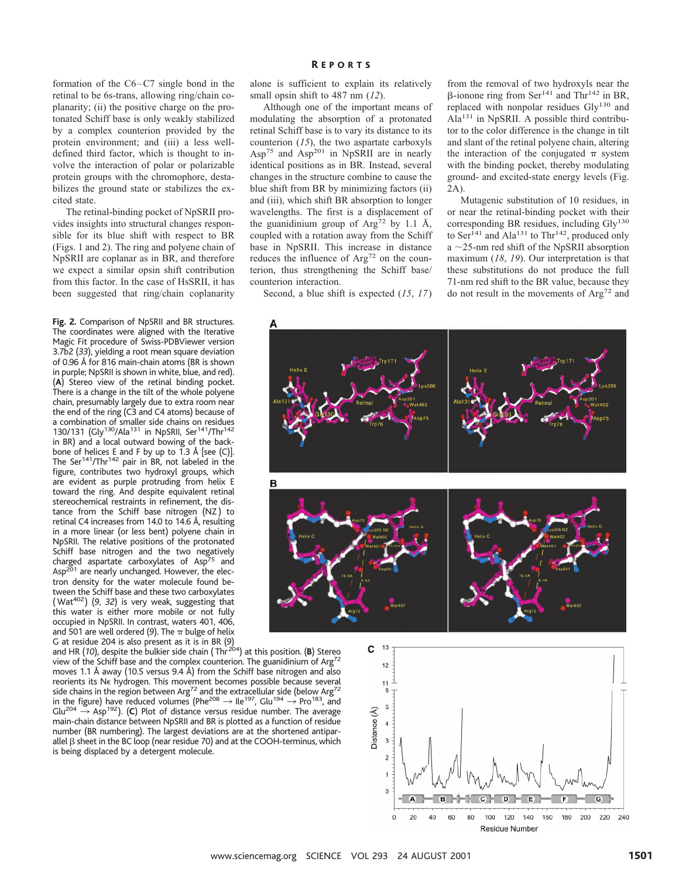formation of the C6–C7 single bond in the retinal to be 6s-trans, allowing ring/chain coplanarity; (ii) the positive charge on the protonated Schiff base is only weakly stabilized by a complex counterion provided by the protein environment; and (iii) a less well-defined third factor, which is thought to involve the interaction of polar or polarizable protein groups with the chromophore, destabilizes the ground state or stabilizes the excited state.

The retinal-binding pocket of NpSRII provides insights into structural changes responsible for its blue shift with respect to BR (Figs. 1 and 2). The ring and polyene chain of NpSRII are coplanar as in BR, and therefore we expect a similar opsin shift contribution from this factor. In the case of HsSRII, it has been suggested that ring/chain coplanarity alone is sufficient to explain its relatively small opsin shift to 487 nm (*12*).

Although one of the important means of modulating the absorption of a protonated retinal Schiff base is to vary its distance to its counterion (*15*), the two aspartate carboxyls Asp[75] and Asp[201] in NpSRII are in nearly identical positions as in BR. Instead, several changes in the structure combine to cause the blue shift from BR by minimizing factors (ii) and (iii), which shift BR absorption to longer wavelengths. The first is a displacement of the guanidinium group of Arg[72] by 1.1 Å, coupled with a rotation away from the Schiff base in NpSRII. This increase in distance reduces the influence of Arg[72] on the counterion, thus strengthening the Schiff base/counterion interaction.

Second, a blue shift is expected (*15*, *17*) from the removal of two hydroxyls near the β-ionone ring from Ser[141] and Thr[142] in BR, replaced with nonpolar residues Gly[130] and Ala[131] in NpSRII. A possible third contributor to the color difference is the change in tilt and slant of the retinal polyene chain, altering the interaction of the conjugated π system with the binding pocket, thereby modulating ground- and excited-state energy levels (Fig. 2A).

Mutagenic substitution of 10 residues, in or near the retinal-binding pocket with their corresponding BR residues, including Gly[130] to Ser[141] and Ala[131] to Thr[142], produced only a ~25-nm red shift of the NpSRII absorption maximum (*18*, *19*). Our interpretation is that these substitutions do not produce the full 71-nm red shift to the BR value, because they do not result in the movements of Arg[72] and

**Fig. 2.** Comparison of NpSRII and BR structures. The coordinates were aligned with the Iterative Magic Fit procedure of Swiss-PDBViewer version 3.7b2 (*33*), yielding a root mean square deviation of 0.96 Å for 816 main-chain atoms (BR is shown in purple; NpSRII is shown in white, blue, and red). (**A**) Stereo view of the retinal binding pocket. There is a change in the tilt of the whole polyene chain, presumably largely due to extra room near the end of the ring (C3 and C4 atoms) because of a combination of smaller side chains on residues 130/131 (Gly[130]/Ala[131] in NpSRII, Ser[141]/Thr[142] in BR) and a local outward bowing of the backbone of helices E and F by up to 1.3 Å [see (C)]. The Ser[141]/Thr[142] pair in BR, not labeled in the figure, contributes two hydroxyl groups, which are evident as purple protruding from helix E toward the ring. And despite equivalent retinal stereochemical restraints in refinement, the distance from the Schiff base nitrogen (NZ) to retinal C4 increases from 14.0 to 14.6 Å, resulting in a more linear (or less bent) polyene chain in NpSRII. The relative positions of the protonated Schiff base nitrogen and the two negatively charged aspartate carboxylates of Asp[75] and Asp[201] are nearly unchanged. However, the electron density for the water molecule found between the Schiff base and these two carboxylates (Wat[402]) (*9*, *32*) is very weak, suggesting that this water is either more mobile or not fully occupied in NpSRII. In contrast, waters 401, 406, and 501 are well ordered (*9*). The π bulge of helix G at residue 204 is also present as it is in BR (*9*) and HR (*10*), despite the bulkier side chain (Thr[204]) at this position. (**B**) Stereo view of the Schiff base and the complex counterion. The guanidinium of Arg[72] moves 1.1 Å away (10.5 versus 9.4 Å) from the Schiff base nitrogen and also reorients its Nε hydrogen. This movement becomes possible because several side chains in the region between Arg[72] and the extracellular side (below Arg[72] in the figure) have reduced volumes (Phe[208] → Ile[197], Glu[194] → Pro[183], and Glu[204] → Asp[192]). (**C**) Plot of distance versus residue number. The average main-chain distance between NpSRII and BR is plotted as a function of residue number (BR numbering). The largest deviations are at the shortened antiparallel β sheet in the BC loop (near residue 70) and at the COOH-terminus, which is being displaced by a detergent molecule.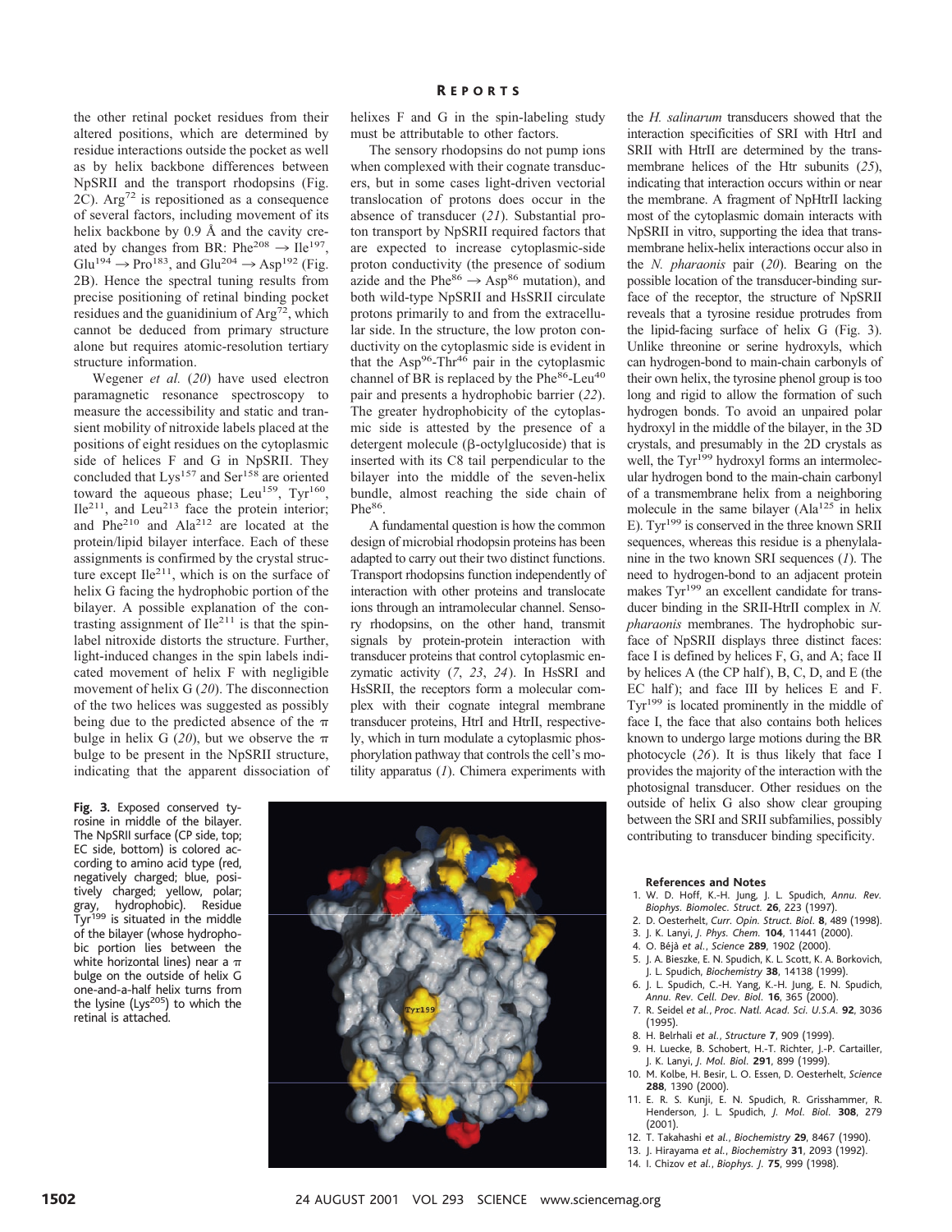the other retinal pocket residues from their altered positions, which are determined by residue interactions outside the pocket as well as by helix backbone differences between NpSRII and the transport rhodopsins (Fig. 2C). Arg[72] is repositioned as a consequence of several factors, including movement of its helix backbone by 0.9 Å and the cavity created by changes from BR: Phe[208] → Ile[197], Glu[194] → Pro[183], and Glu[204] → Asp[192] (Fig. 2B). Hence the spectral tuning results from precise positioning of retinal binding pocket residues and the guanidinium of Arg[72], which cannot be deduced from primary structure alone but requires atomic-resolution tertiary structure information.

Wegener *et al.* (*20*) have used electron paramagnetic resonance spectroscopy to measure the accessibility and static and transient mobility of nitroxide labels placed at the positions of eight residues on the cytoplasmic side of helices F and G in NpSRII. They concluded that Lys[157] and Ser[158] are oriented toward the aqueous phase; Leu[159], Tyr[160], Ile[211], and Leu[213] face the protein interior; and Phe[210] and Ala[212] are located at the protein/lipid bilayer interface. Each of these assignments is confirmed by the crystal structure except Ile[211], which is on the surface of helix G facing the hydrophobic portion of the bilayer. A possible explanation of the contrasting assignment of Ile[211] is that the spin-label nitroxide distorts the structure. Further, light-induced changes in the spin labels indicated movement of helix F with negligible movement of helix G (*20*). The disconnection of the two helices was suggested as possibly being due to the predicted absence of the π bulge in helix G (*20*), but we observe the π bulge to be present in the NpSRII structure, indicating that the apparent dissociation of helixes F and G in the spin-labeling study must be attributable to other factors.

The sensory rhodopsins do not pump ions when complexed with their cognate transducers, but in some cases light-driven vectorial translocation of protons does occur in the absence of transducer (*21*). Substantial proton transport by NpSRII required factors that are expected to increase cytoplasmic-side proton conductivity (the presence of sodium azide and the Phe[86] → Asp[86] mutation), and both wild-type NpSRII and HsSRII circulate protons primarily to and from the extracellular side. In the structure, the low proton conductivity on the cytoplasmic side is evident in that the Asp[96]-Thr[46] pair in the cytoplasmic channel of BR is replaced by the Phe[86]-Leu[40] pair and presents a hydrophobic barrier (*22*). The greater hydrophobicity of the cytoplasmic side is attested by the presence of a detergent molecule (β-octylglucoside) that is inserted with its C8 tail perpendicular to the bilayer into the middle of the seven-helix bundle, almost reaching the side chain of Phe[86].

A fundamental question is how the common design of microbial rhodopsin proteins has been adapted to carry out their two distinct functions. Transport rhodopsins function independently of interaction with other proteins and translocate ions through an intramolecular channel. Sensory rhodopsins, on the other hand, transmit signals by protein-protein interaction with transducer proteins that control cytoplasmic enzymatic activity (*7*, *23*, *24*). In HsSRI and HsSRII, the receptors form a molecular complex with their cognate integral membrane transducer proteins, HtrI and HtrII, respectively, which in turn modulate a cytoplasmic phosphorylation pathway that controls the cell's motility apparatus (*1*). Chimera experiments with the *H. salinarum* transducers showed that the interaction specificities of SRI with HtrI and SRII with HtrII are determined by the transmembrane helices of the Htr subunits (*25*), indicating that interaction occurs within or near the membrane. A fragment of NpHtrII lacking most of the cytoplasmic domain interacts with NpSRII in vitro, supporting the idea that transmembrane helix-helix interactions occur also in the *N. pharaonis* pair (*20*). Bearing on the possible location of the transducer-binding surface of the receptor, the structure of NpSRII reveals that a tyrosine residue protrudes from the lipid-facing surface of helix G (Fig. 3). Unlike threonine or serine hydroxyls, which can hydrogen-bond to main-chain carbonyls of their own helix, the tyrosine phenol group is too long and rigid to allow the formation of such hydrogen bonds. To avoid an unpaired polar hydroxyl in the middle of the bilayer, in the 3D crystals and presumably in the 2D crystals as well, the Tyr[199] hydroxyl forms an intermolecular hydrogen bond to the main-chain carbonyl of a transmembrane helix from a neighboring molecule in the same bilayer (Ala[125] in helix E). Tyr[199] is conserved in the three known SRII sequences, whereas this residue is a phenylalanine in the two known SRI sequences (*1*). The need to hydrogen-bond to an adjacent protein makes Tyr[199] an excellent candidate for transducer binding in the SRII-HtrII complex in *N. pharaonis* membranes. The hydrophobic surface of NpSRII displays three distinct faces: face I is defined by helices F, G, and A; face II by helices A (the CP half), B, C, D, and E (the EC half); and face III by helices E and F. Tyr[199] is located prominently in the middle of face I, the face that also contains both helices known to undergo large motions during the BR photocycle (*26*). It is thus likely that face I provides the majority of the interaction with the photosignal transducer. Other residues on the outside of helix G also show clear grouping between the SRI and SRII subfamilies, possibly contributing to transducer binding specificity.

**Fig. 3.** Exposed conserved tyrosine in middle of the bilayer. The NpSRII surface (CP side, top; EC side, bottom) is colored according to amino acid type (red, negatively charged; blue, positively charged; yellow, polar; gray, hydrophobic). Residue Tyr[199] is situated in the middle of the bilayer (whose hydrophobic portion lies between the white horizontal lines) near a π bulge on the outside of helix G one-and-a-half helix turns from the lysine (Lys[205]) to which the retinal is attached.

### References and Notes

1. W. D. Hoff, K.-H. Jung, J. L. Spudich, *Annu. Rev. Biophys. Biomolec. Struct.* **26**, 223 (1997).
2. D. Oesterhelt, *Curr. Opin. Struct. Biol.* **8**, 489 (1998).
3. J. K. Lanyi, *J. Phys. Chem.* **104**, 11441 (2000).
4. O. Béjà *et al.*, *Science* **289**, 1902 (2000).
5. J. A. Bieszke, E. N. Spudich, K. L. Scott, K. A. Borkovich, J. L. Spudich, *Biochemistry* **38**, 14138 (1999).
6. J. L. Spudich, C.-H. Yang, K.-H. Jung, E. N. Spudich, *Annu. Rev. Cell. Dev. Biol.* **16**, 365 (2000).
7. R. Seidel *et al.*, *Proc. Natl. Acad. Sci. U.S.A.* **92**, 3036 (1995).
8. H. Belrhali *et al.*, *Structure* **7**, 909 (1999).
9. H. Luecke, B. Schobert, H.-T. Richter, J.-P. Cartailler, J. K. Lanyi, *J. Mol. Biol.* **291**, 899 (1999).
10. M. Kolbe, H. Besir, L. O. Essen, D. Oesterhelt, *Science* **288**, 1390 (2000).
11. E. R. S. Kunji, E. N. Spudich, R. Grisshammer, R. Henderson, J. L. Spudich, *J. Mol. Biol.* **308**, 279 (2001).
12. T. Takahashi *et al.*, *Biochemistry* **29**, 8467 (1990).
13. J. Hirayama *et al.*, *Biochemistry* **31**, 2093 (1992).
14. I. Chizov *et al.*, *Biophys. J.* **75**, 999 (1998).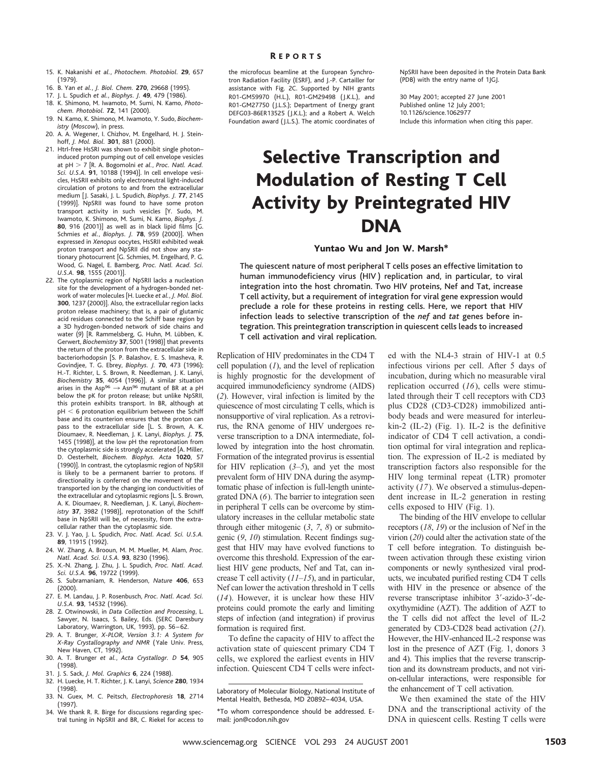15. K. Nakanishi *et al.*, *Photochem. Photobiol.* **29**, 657 (1979).
16. B. Yan *et al.*, *J. Biol. Chem.* **270**, 29668 (1995).
17. J. L. Spudich *et al.*, *Biophys. J.* **49**, 479 (1986).
18. K. Shimono, M. Iwamoto, M. Sumi, N. Kamo, *Photochem. Photobiol.* **72**, 141 (2000).
19. N. Kamo, K. Shimono, M. Iwamoto, Y. Sudo, *Biochemistry* (*Moscow*), in press.
20. A. A. Wegener, I. Chizhov, M. Engelhard, H. J. Steinhoff, *J. Mol. Biol.* **301**, 881 (2000).
21. HtrI-free HsSRI was shown to exhibit single photon–induced proton pumping out of cell envelope vesicles at pH > 7 [R. A. Bogomolni *et al.*, *Proc. Natl. Acad. Sci. U.S.A.* **91**, 10188 (1994)]. In cell envelope vesicles, HsSRII exhibits only electroneutral light-induced circulation of protons to and from the extracellular medium [J. Sasaki, J. L. Spudich, *Biophys. J.* **77**, 2145 (1999)]. NpSRII was found to have some proton transport activity in such vesicles [Y. Sudo, M. Iwamoto, K. Shimono, M. Sumi, N. Kamo, *Biophys. J.* **80**, 916 (2001)] as well as in black lipid films [G. Schmies *et al.*, *Biophys. J.* **78**, 959 (2000)]. When expressed in *Xenopus* oocytes, HsSRII exhibited weak proton transport and NpSRII did not show any stationary photocurrent [G. Schmies, M. Engelhard, P. G. Wood, G. Nagel, E. Bamberg, *Proc. Natl. Acad. Sci. U.S.A.* **98**, 1555 (2001)].
22. The cytoplasmic region of NpSRII lacks a nucleation site for the development of a hydrogen-bonded network of water molecules [H. Luecke *et al.*, *J. Mol. Biol.* **300**, 1237 (2000)]. Also, the extracellular region lacks proton release machinery; that is, a pair of glutamic acid residues connected to the Schiff base region by a 3D hydrogen-bonded network of side chains and water (9) [R. Rammelsberg, G. Huhn, M. Lübben, K. Gerwert, *Biochemistry* **37**, 5001 (1998)] that prevents the return of the proton from the extracellular side in bacteriorhodopsin [S. P. Balashov, E. S. Imasheva, R. Govindjee, T. G. Ebrey, *Biophys. J.* **70**, 473 (1996); H.-T. Richter, L. S. Brown, R. Needleman, J. K. Lanyi, *Biochemistry* **35**, 4054 (1996)]. A similar situation arises in the $Asp^{96} \rightarrow Asn^{96}$ mutant of BR at a pH below the pK for proton release; but unlike NpSRII, this protein exhibits transport. In BR, although at pH < 6 protonation equilibrium between the Schiff base and its counterion ensures that the proton can pass to the extracellular side [L. S. Brown, A. K. Dioumaev, R. Needleman, J. K. Lanyi, *Biophys. J.* **75**, 1455 (1998)], at the low pH the reprotonation from the cytoplasmic side is strongly accelerated [A. Miller, D. Oesterhelt, *Biochem. Biophys. Acta* **1020**, 57 (1990)]. In contrast, the cytoplasmic region of NpSRII is likely to be a permanent barrier to protons. If directionality is conferred on the movement of the transported ion by the changing ion conductivities of the extracellular and cytoplasmic regions [L. S. Brown, A. K. Dioumaev, R. Needleman, J. K. Lanyi, *Biochemistry* **37**, 3982 (1998)], reprotonation of the Schiff base in NpSRII will be, of necessity, from the extracellular rather than the cytoplasmic side.
23. V. J. Yao, J. L. Spudich, *Proc. Natl. Acad. Sci. U.S.A.* **89**, 11915 (1992).
24. W. Zhang, A. Brooun, M. M. Mueller, M. Alam, *Proc. Natl. Acad. Sci. U.S.A.* **93**, 8230 (1996).
25. X.-N. Zhang, J. Zhu, J. L. Spudich, *Proc. Natl. Acad. Sci. U.S.A.* **96**, 19722 (1999).
26. S. Subramaniam, R. Henderson, *Nature* **406**, 653 (2000).
27. E. M. Landau, J. P. Rosenbusch, *Proc. Natl. Acad. Sci. U.S.A.* **93**, 14532 (1996).
28. Z. Otwinowski, in *Data Collection and Processing*, L. Sawyer, N. Isaacs, S. Bailey, Eds. (SERC Daresbury Laboratory, Warrington, UK, 1993), pp. 56–62.
29. A. T. Brunger, *X-PLOR, Version 3.1: A System for X-Ray Crystallography and NMR* (Yale Univ. Press, New Haven, CT, 1992).
30. A. T. Brunger *et al.*, *Acta Crystallogr. D* **54**, 905 (1998).
31. J. S. Sack, *J. Mol. Graphics* **6**, 224 (1988).
32. H. Luecke, H. T. Richter, J. K. Lanyi, *Science* **280**, 1934 (1998).
33. N. Guex, M. C. Peitsch, *Electrophoresis* **18**, 2714 (1997).
34. We thank R. R. Birge for discussions regarding spectral tuning in NpSRII and BR, C. Riekel for access to the microfocus beamline at the European Synchrotron Radiation Facility (ESRF), and J.-P. Cartailler for assistance with Fig. 2C. Supported by NIH grants R01-GM59970 (H.L.), R01-GM29498 (J.K.L.), and R01-GM27750 (J.L.S.); Department of Energy grant DEFG03-86ER13525 (J.K.L.); and a Robert A. Welch Foundation award (J.L.S.). The atomic coordinates of NpSRII have been deposited in the Protein Data Bank (PDB) with the entry name of 1JGJ.

30 May 2001; accepted 27 June 2001
Published online 12 July 2001;
10.1126/science.1062977
Include this information when citing this paper.

# Selective Transcription and Modulation of Resting T Cell Activity by Preintegrated HIV DNA

**Yuntao Wu and Jon W. Marsh\***

**The quiescent nature of most peripheral T cells poses an effective limitation to human immunodeficiency virus (HIV) replication and, in particular, to viral integration into the host chromatin. Two HIV proteins, Nef and Tat, increase T cell activity, but a requirement of integration for viral gene expression would preclude a role for these proteins in resting cells. Here, we report that HIV infection leads to selective transcription of the *nef* and *tat* genes before integration. This preintegration transcription in quiescent cells leads to increased T cell activation and viral replication.**

Replication of HIV predominates in the CD4 T cell population (*1*), and the level of replication is highly prognostic for the development of acquired immunodeficiency syndrome (AIDS) (*2*). However, viral infection is limited by the quiescence of most circulating T cells, which is nonsupportive of viral replication. As a retrovirus, the RNA genome of HIV undergoes reverse transcription to a DNA intermediate, followed by integration into the host chromatin. Formation of the integrated provirus is essential for HIV replication (*3–5*), and yet the most prevalent form of HIV DNA during the asymptomatic phase of infection is full-length unintegrated DNA (*6*). The barrier to integration seen in peripheral T cells can be overcome by stimulatory increases in the cellular metabolic state through either mitogenic (*3*, *7*, *8*) or submitogenic (*9*, *10*) stimulation. Recent findings suggest that HIV may have evolved functions to overcome this threshold. Expression of the earliest HIV gene products, Nef and Tat, can increase T cell activity (*11–15*), and in particular, Nef can lower the activation threshold in T cells (*14*). However, it is unclear how these HIV proteins could promote the early and limiting steps of infection (and integration) if provirus formation is required first.

To define the capacity of HIV to affect the activation state of quiescent primary CD4 T cells, we explored the earliest events in HIV infection. Quiescent CD4 T cells were infected with the NL4-3 strain of HIV-1 at 0.5 infectious virions per cell. After 5 days of incubation, during which no measurable viral replication occurred (*16*), cells were stimulated through their T cell receptors with CD3 plus CD28 (CD3-CD28) immobilized antibody beads and were measured for interleukin-2 (IL-2) (Fig. 1). IL-2 is the definitive indicator of CD4 T cell activation, a condition optimal for viral integration and replication. The expression of IL-2 is mediated by transcription factors also responsible for the HIV long terminal repeat (LTR) promoter activity (*17*). We observed a stimulus-dependent increase in IL-2 generation in resting cells exposed to HIV (Fig. 1).

The binding of the HIV envelope to cellular receptors (*18*, *19*) or the inclusion of Nef in the virion (*20*) could alter the activation state of the T cell before integration. To distinguish between activation through these existing virion components or newly synthesized viral products, we incubated purified resting CD4 T cells with HIV in the presence or absence of the reverse transcriptase inhibitor 3′-azido-3′-deoxythymidine (AZT). The addition of AZT to the T cells did not affect the level of IL-2 generated by CD3-CD28 bead activation (*21*). However, the HIV-enhanced IL-2 response was lost in the presence of AZT (Fig. 1, donors 3 and 4). This implies that the reverse transcription and its downstream products, and not virion-cellular interactions, were responsible for the enhancement of T cell activation.

We then examined the state of the HIV DNA and the transcriptional activity of the DNA in quiescent cells. Resting T cells were

Laboratory of Molecular Biology, National Institute of Mental Health, Bethesda, MD 20892–4034, USA.

\*To whom correspondence should be addressed. E-mail: jon@codon.nih.gov